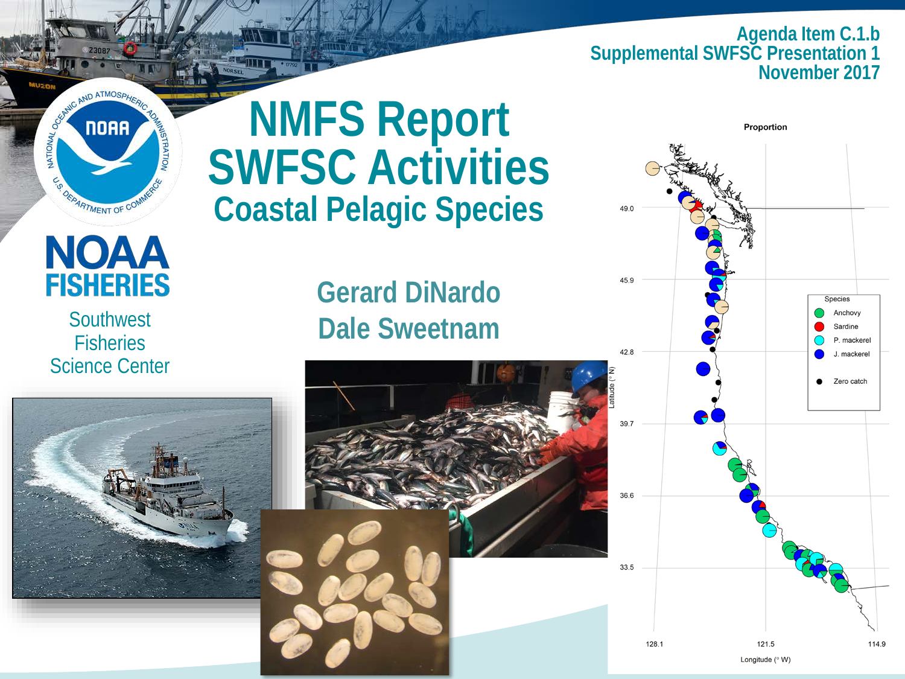Agenda Item C.1.b
Supplemental SWFSC Presentation 1
November 2017

# NMFS Report SWFSC Activities

## Coastal Pelagic Species

Gerard DiNardo
Dale Sweetnam

NOAA FISHERIES
Southwest Fisheries Science Center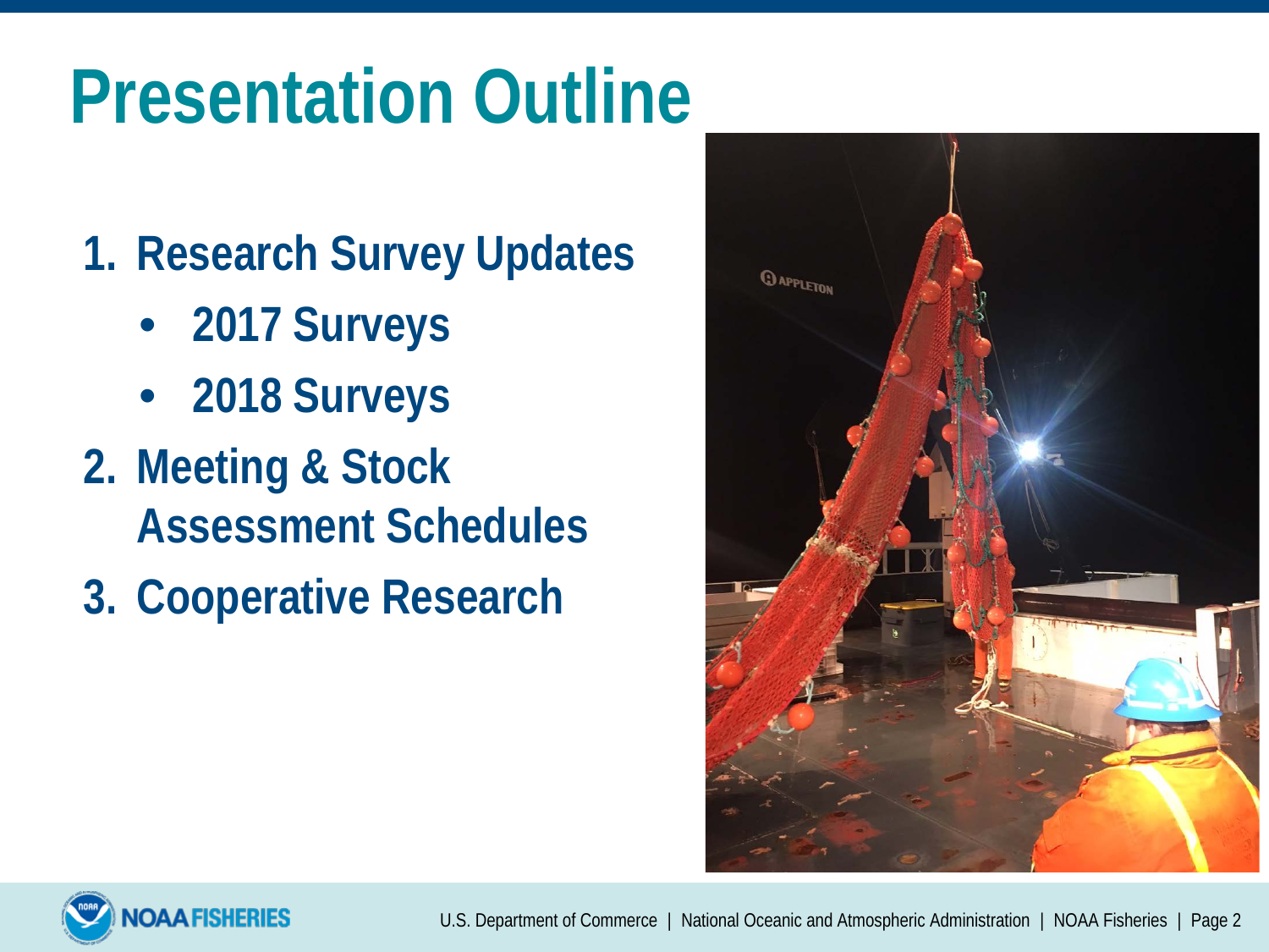# Presentation Outline

1. Research Survey Updates
   - 2017 Surveys
   - 2018 Surveys
2. Meeting & Stock Assessment Schedules
3. Cooperative Research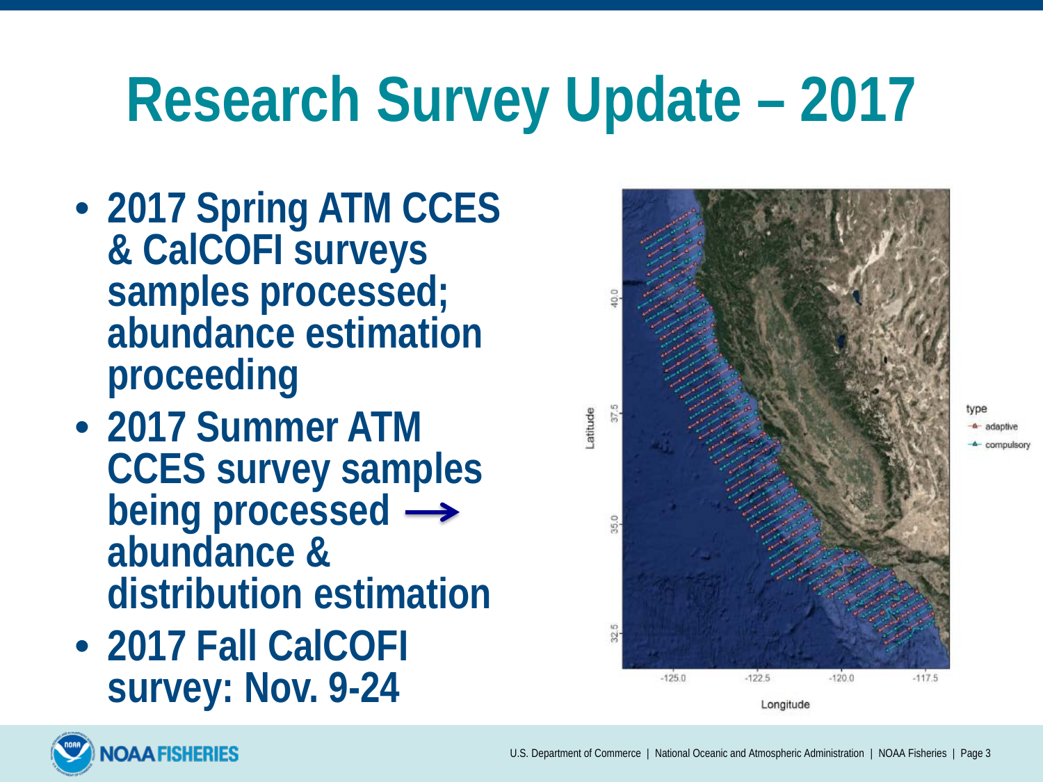# Research Survey Update – 2017

- **2017 Spring ATM CCES & CalCOFI surveys samples processed; abundance estimation proceeding**
- **2017 Summer ATM CCES survey samples being processed → abundance & distribution estimation**
- **2017 Fall CalCOFI survey: Nov. 9-24**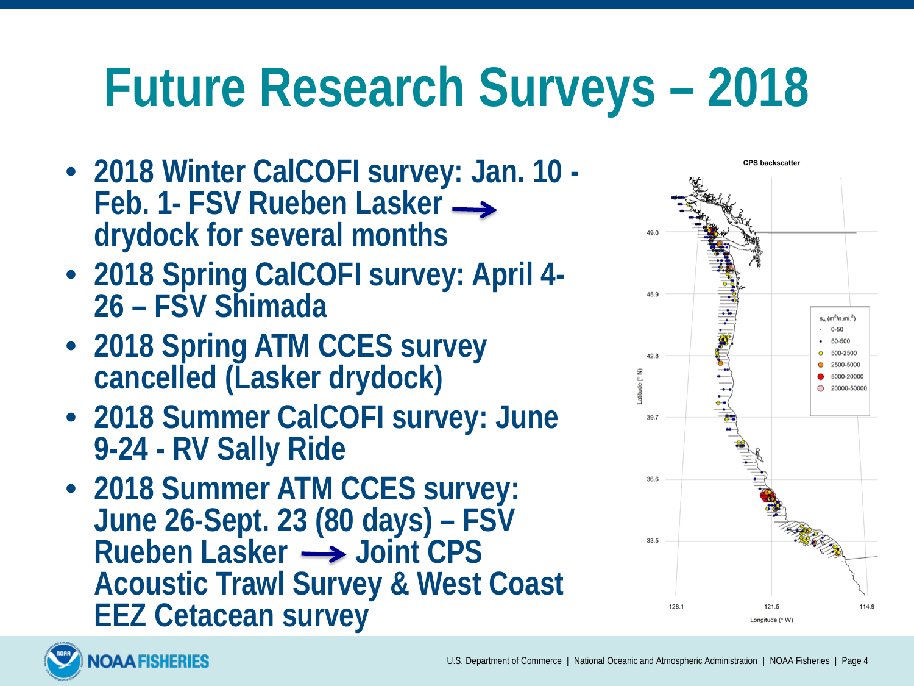# Future Research Surveys – 2018

- **2018 Winter CalCOFI survey: Jan. 10 - Feb. 1- FSV Rueben Lasker → drydock for several months**
- **2018 Spring CalCOFI survey: April 4-26 – FSV Shimada**
- **2018 Spring ATM CCES survey cancelled (Lasker drydock)**
- **2018 Summer CalCOFI survey: June 9-24 - RV Sally Ride**
- **2018 Summer ATM CCES survey: June 26-Sept. 23 (80 days) – FSV Rueben Lasker → Joint CPS Acoustic Trawl Survey & West Coast EEZ Cetacean survey**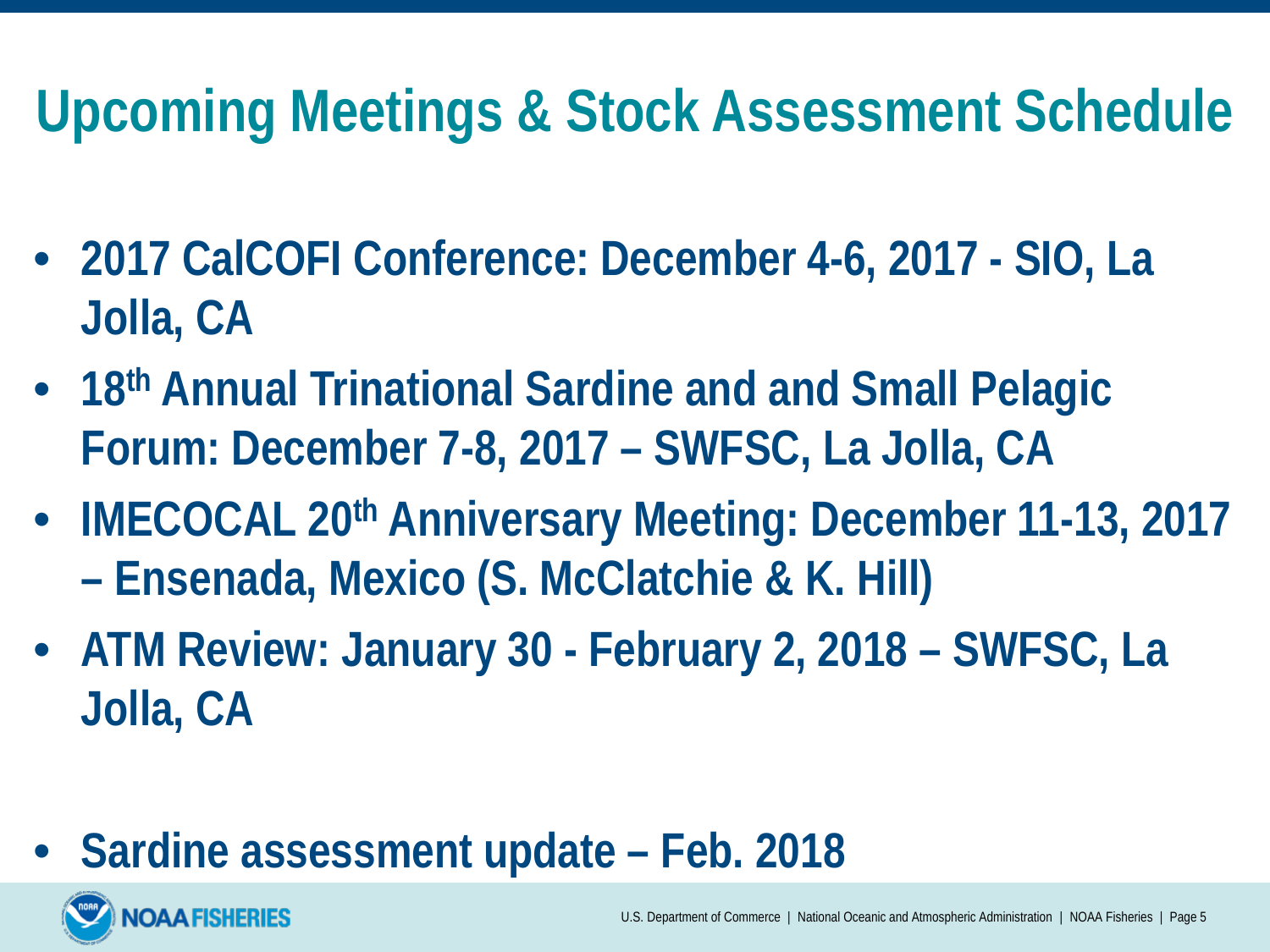# Upcoming Meetings & Stock Assessment Schedule

- **2017 CalCOFI Conference: December 4-6, 2017 - SIO, La Jolla, CA**
- **18th Annual Trinational Sardine and and Small Pelagic Forum: December 7-8, 2017 – SWFSC, La Jolla, CA**
- **IMECOCAL 20th Anniversary Meeting: December 11-13, 2017 – Ensenada, Mexico (S. McClatchie & K. Hill)**
- **ATM Review: January 30 - February 2, 2018 – SWFSC, La Jolla, CA**

- **Sardine assessment update – Feb. 2018**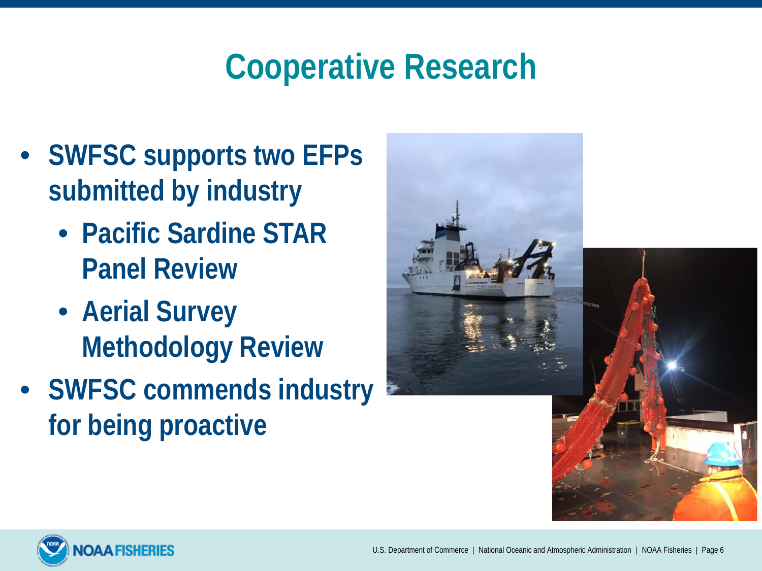# Cooperative Research

- SWFSC supports two EFPs submitted by industry
  - Pacific Sardine STAR Panel Review
  - Aerial Survey Methodology Review
- SWFSC commends industry for being proactive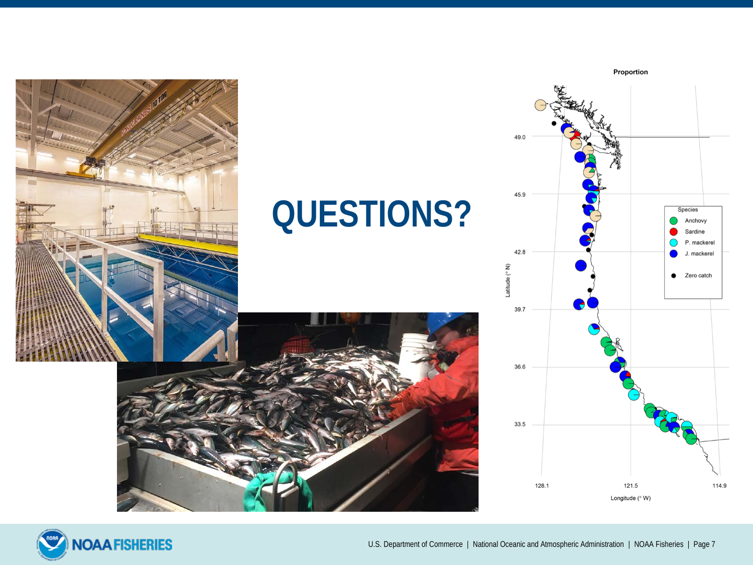# QUESTIONS?

Proportion

Species
Anchovy
Sardine
P. mackerel
J. mackerel

Zero catch

Latitude (° N)

49.0
45.9
42.8
39.7
36.6
33.5

128.1
121.5
114.9

Longitude (° W)